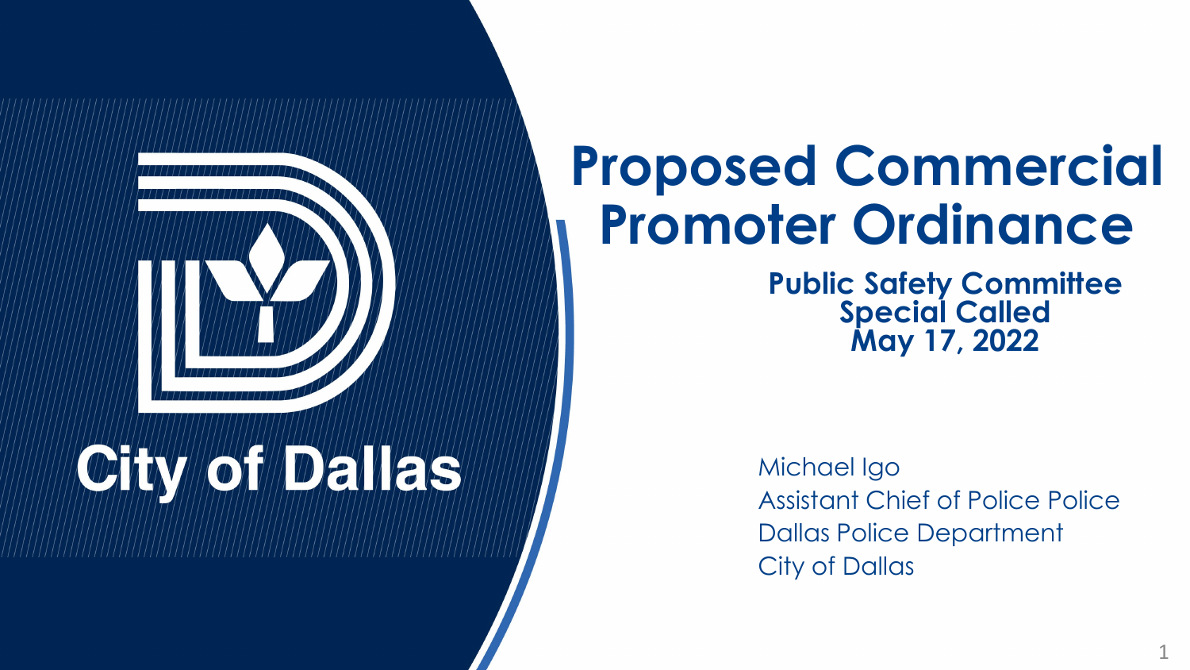City of Dallas

# Proposed Commercial Promoter Ordinance

**Public Safety Committee**
**Special Called**
**May 17, 2022**

Michael Igo
Assistant Chief of Police Police
Dallas Police Department
City of Dallas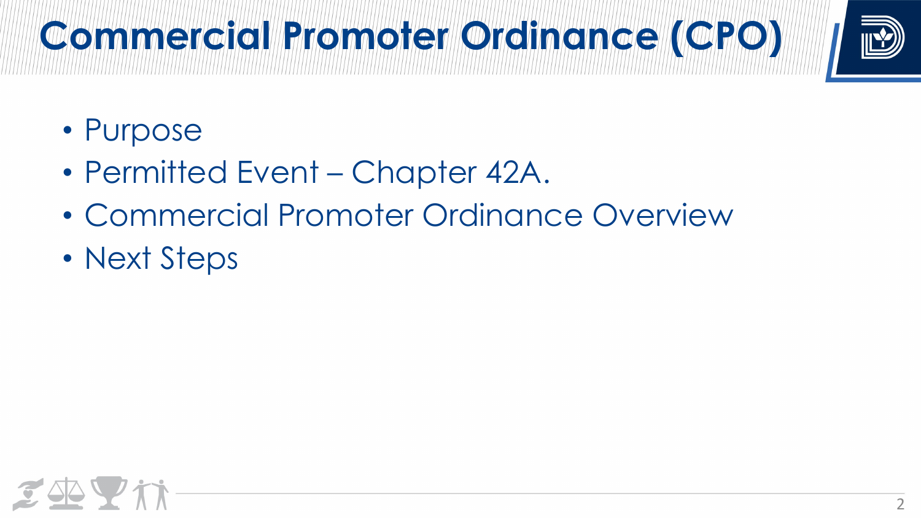# Commercial Promoter Ordinance (CPO)

- Purpose
- Permitted Event – Chapter 42A.
- Commercial Promoter Ordinance Overview
- Next Steps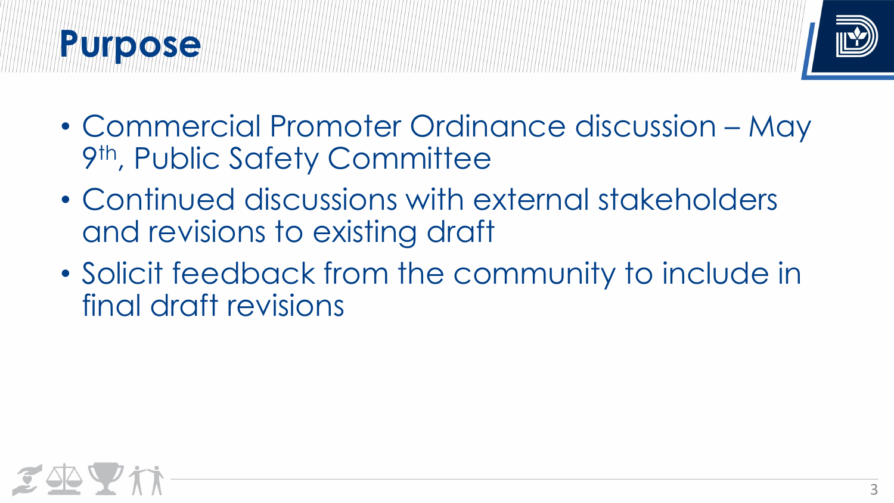# Purpose

- Commercial Promoter Ordinance discussion – May 9th, Public Safety Committee
- Continued discussions with external stakeholders and revisions to existing draft
- Solicit feedback from the community to include in final draft revisions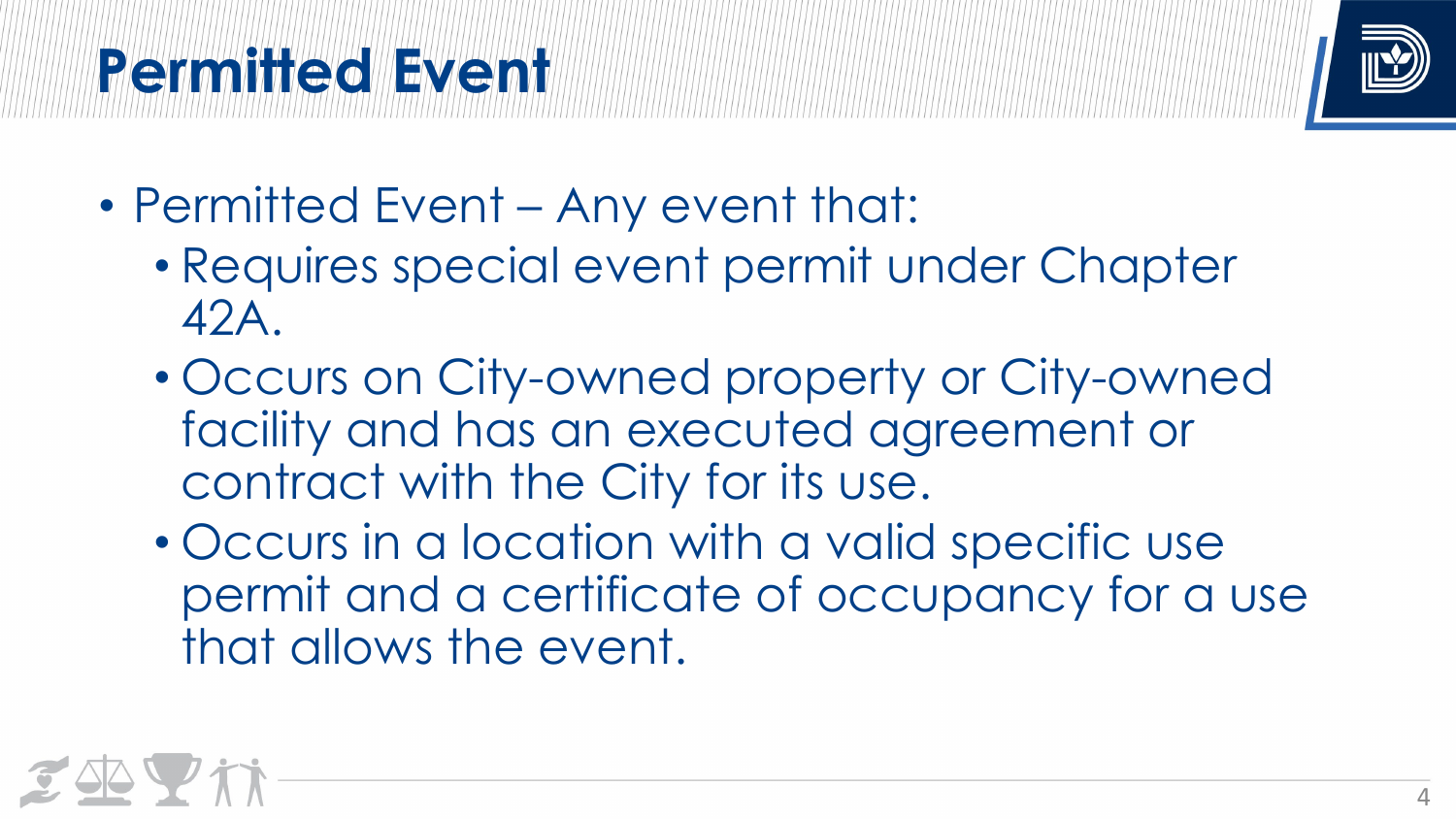# Permitted Event

- Permitted Event – Any event that:
  - Requires special event permit under Chapter 42A.
  - Occurs on City-owned property or City-owned facility and has an executed agreement or contract with the City for its use.
  - Occurs in a location with a valid specific use permit and a certificate of occupancy for a use that allows the event.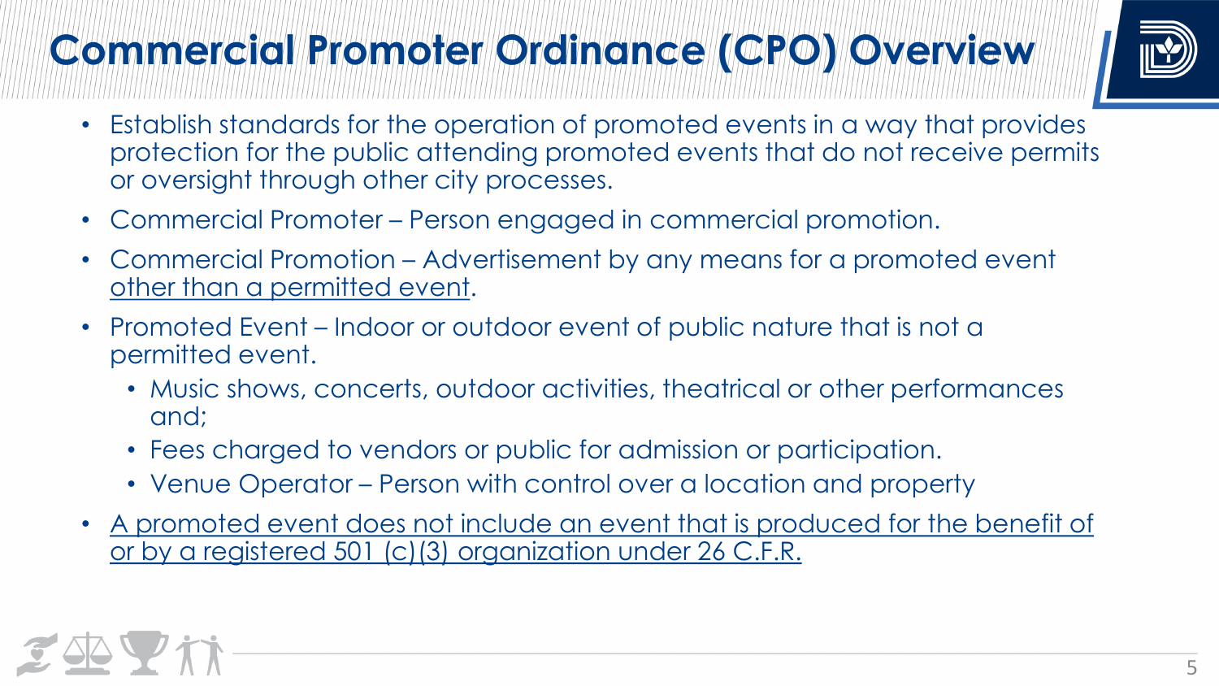# Commercial Promoter Ordinance (CPO) Overview

- Establish standards for the operation of promoted events in a way that provides protection for the public attending promoted events that do not receive permits or oversight through other city processes.
- Commercial Promoter – Person engaged in commercial promotion.
- Commercial Promotion – Advertisement by any means for a promoted event <u>other than a permitted event</u>.
- Promoted Event – Indoor or outdoor event of public nature that is not a permitted event.
  - Music shows, concerts, outdoor activities, theatrical or other performances and;
  - Fees charged to vendors or public for admission or participation.
  - Venue Operator – Person with control over a location and property
- <u>A promoted event does not include an event that is produced for the benefit of or by a registered 501 (c)(3) organization under 26 C.F.R.</u>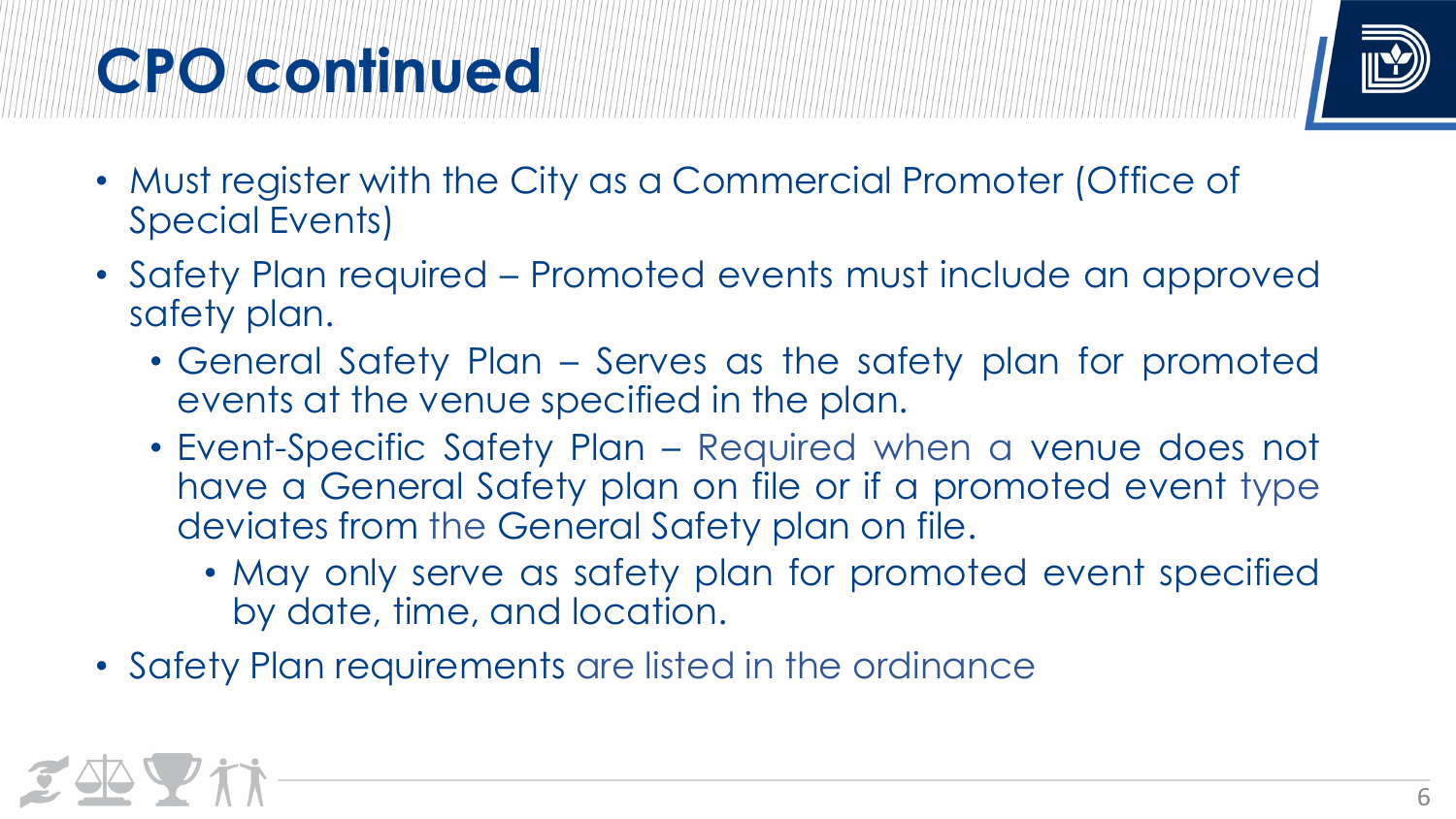# CPO continued

- Must register with the City as a Commercial Promoter (Office of Special Events)
- Safety Plan required – Promoted events must include an approved safety plan.
  - General Safety Plan – Serves as the safety plan for promoted events at the venue specified in the plan.
  - Event-Specific Safety Plan – Required when a venue does not have a General Safety plan on file or if a promoted event type deviates from the General Safety plan on file.
    - May only serve as safety plan for promoted event specified by date, time, and location.
- Safety Plan requirements are listed in the ordinance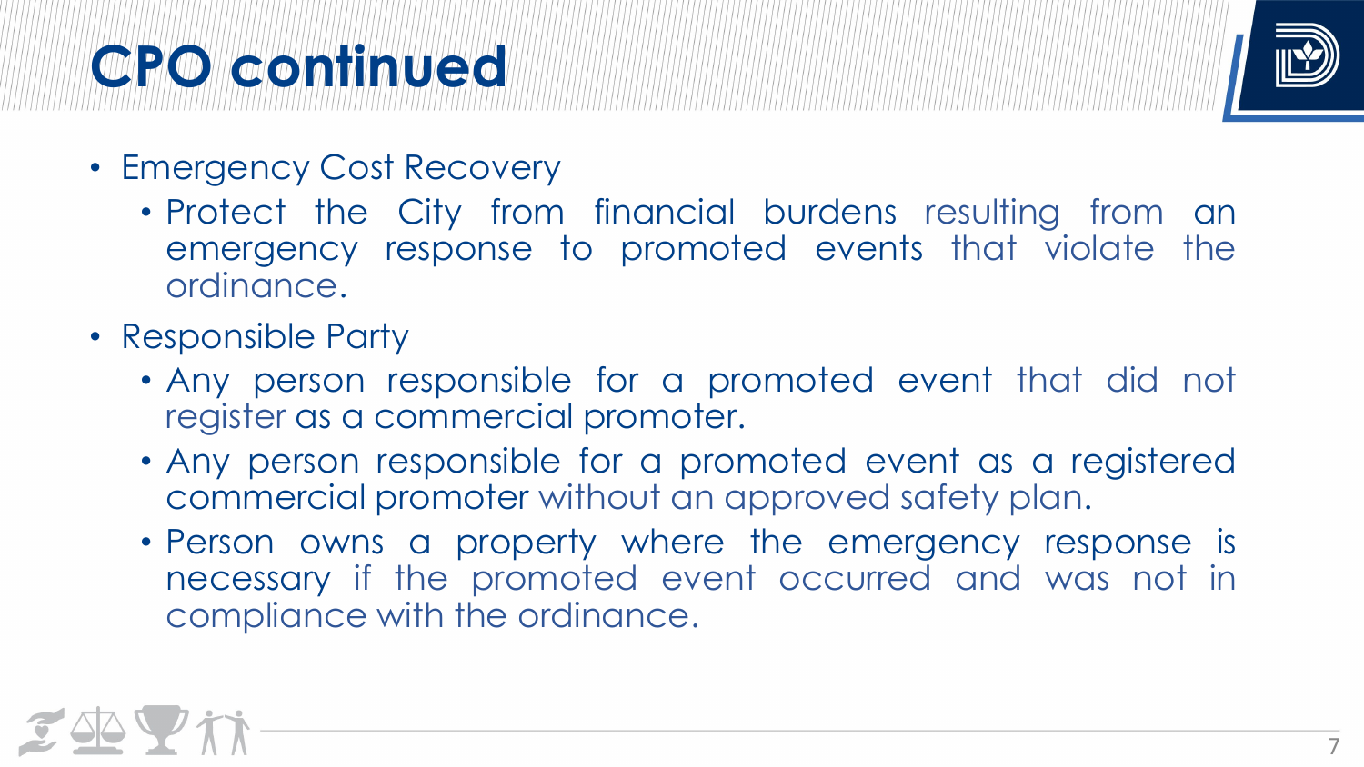# CPO continued

- Emergency Cost Recovery
  - Protect the City from financial burdens resulting from an emergency response to promoted events that violate the ordinance.
- Responsible Party
  - Any person responsible for a promoted event that did not register as a commercial promoter.
  - Any person responsible for a promoted event as a registered commercial promoter without an approved safety plan.
  - Person owns a property where the emergency response is necessary if the promoted event occurred and was not in compliance with the ordinance.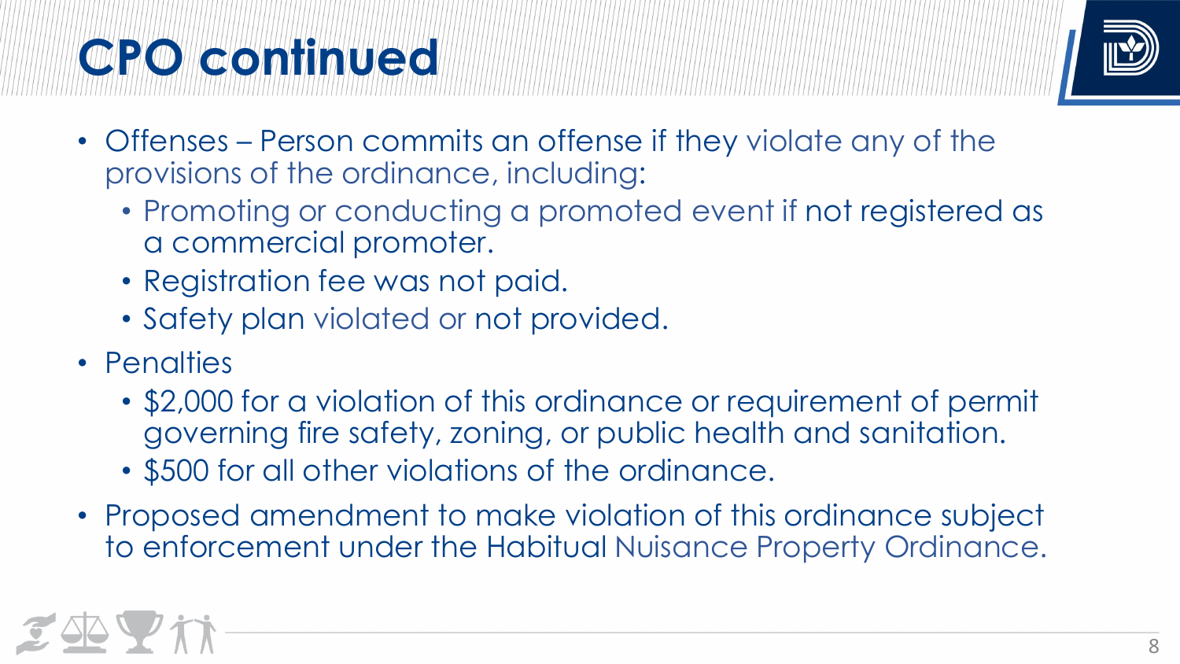# CPO continued

- Offenses – Person commits an offense if they violate any of the provisions of the ordinance, including:
  - Promoting or conducting a promoted event if not registered as a commercial promoter.
  - Registration fee was not paid.
  - Safety plan violated or not provided.
- Penalties
  - $2,000 for a violation of this ordinance or requirement of permit governing fire safety, zoning, or public health and sanitation.
  - $500 for all other violations of the ordinance.
- Proposed amendment to make violation of this ordinance subject to enforcement under the Habitual Nuisance Property Ordinance.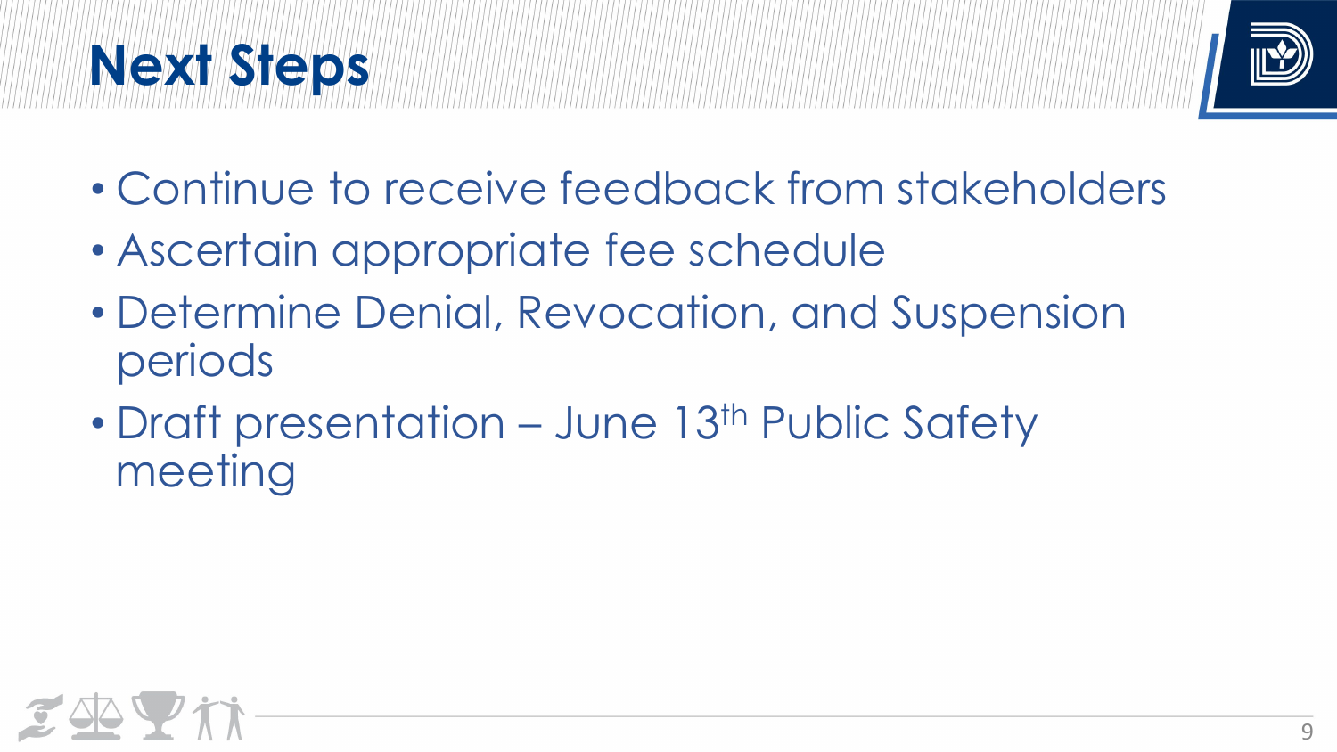# Next Steps

- Continue to receive feedback from stakeholders
- Ascertain appropriate fee schedule
- Determine Denial, Revocation, and Suspension periods
- Draft presentation – June 13th Public Safety meeting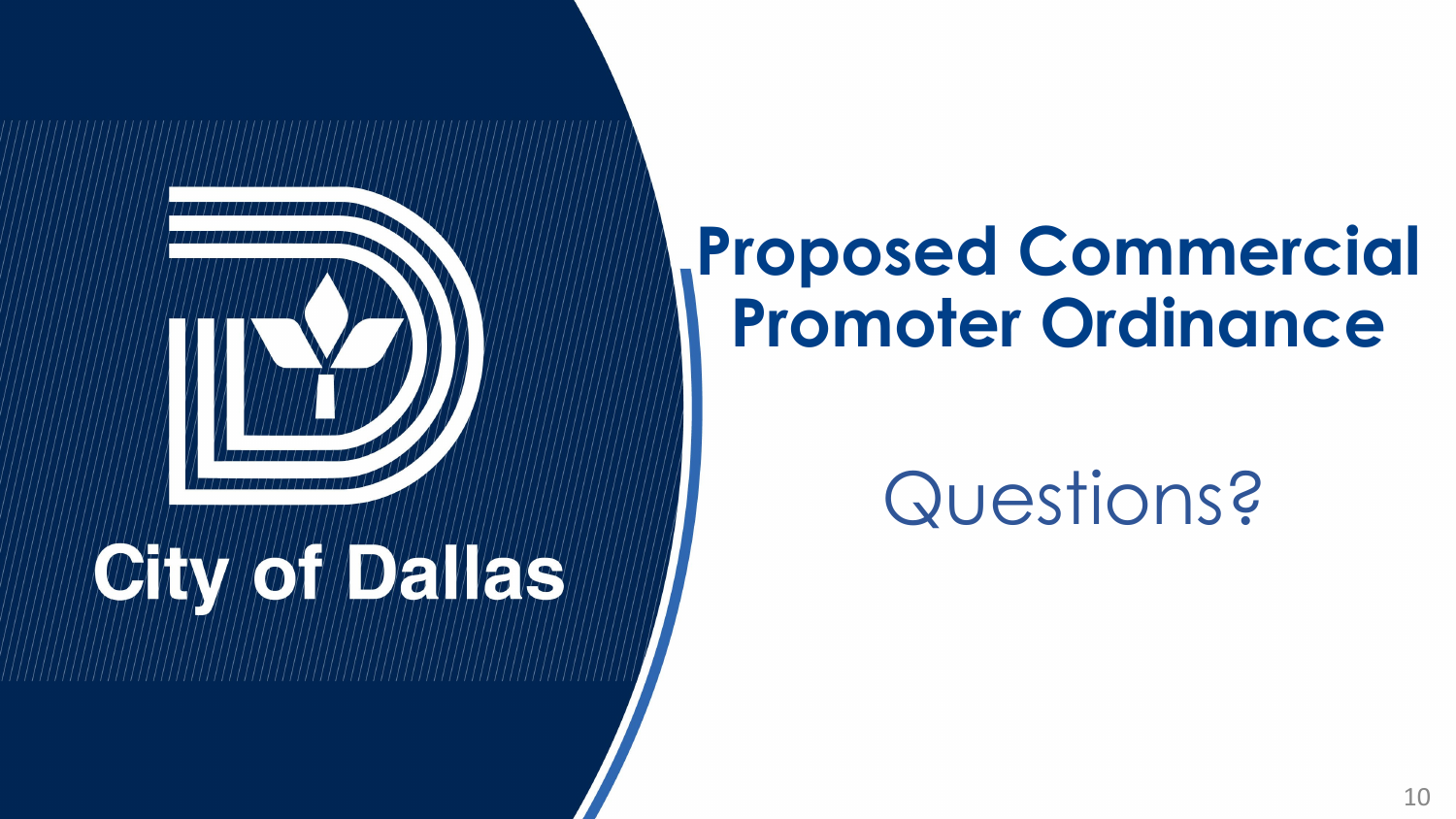City of Dallas

# Proposed Commercial Promoter Ordinance

Questions?